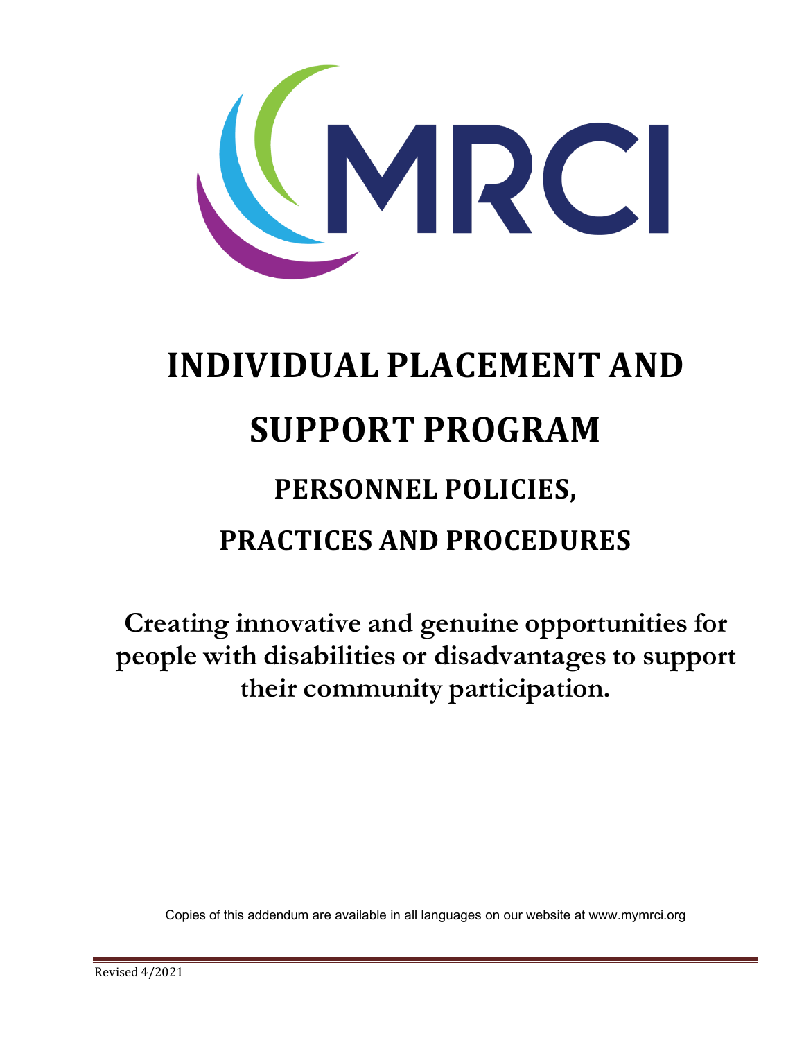MRCI

# INDIVIDUAL PLACEMENT AND SUPPORT PROGRAM

## PERSONNEL POLICIES, PRACTICES AND PROCEDURES

**Creating innovative and genuine opportunities for people with disabilities or disadvantages to support their community participation.**

Copies of this addendum are available in all languages on our website at www.mymrci.org

Revised 4/2021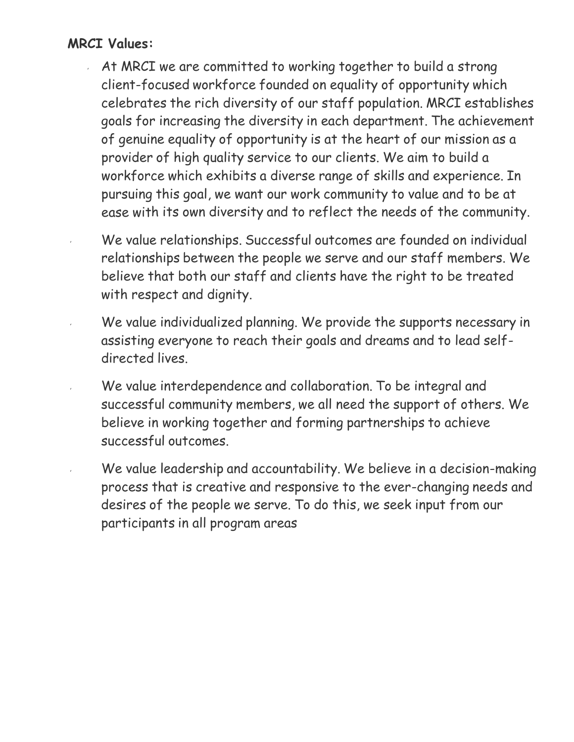**MRCI Values:**

- At MRCI we are committed to working together to build a strong client-focused workforce founded on equality of opportunity which celebrates the rich diversity of our staff population. MRCI establishes goals for increasing the diversity in each department. The achievement of genuine equality of opportunity is at the heart of our mission as a provider of high quality service to our clients. We aim to build a workforce which exhibits a diverse range of skills and experience. In pursuing this goal, we want our work community to value and to be at ease with its own diversity and to reflect the needs of the community.
- We value relationships. Successful outcomes are founded on individual relationships between the people we serve and our staff members. We believe that both our staff and clients have the right to be treated with respect and dignity.
- We value individualized planning. We provide the supports necessary in assisting everyone to reach their goals and dreams and to lead self-directed lives.
- We value interdependence and collaboration. To be integral and successful community members, we all need the support of others. We believe in working together and forming partnerships to achieve successful outcomes.
- We value leadership and accountability. We believe in a decision-making process that is creative and responsive to the ever-changing needs and desires of the people we serve. To do this, we seek input from our participants in all program areas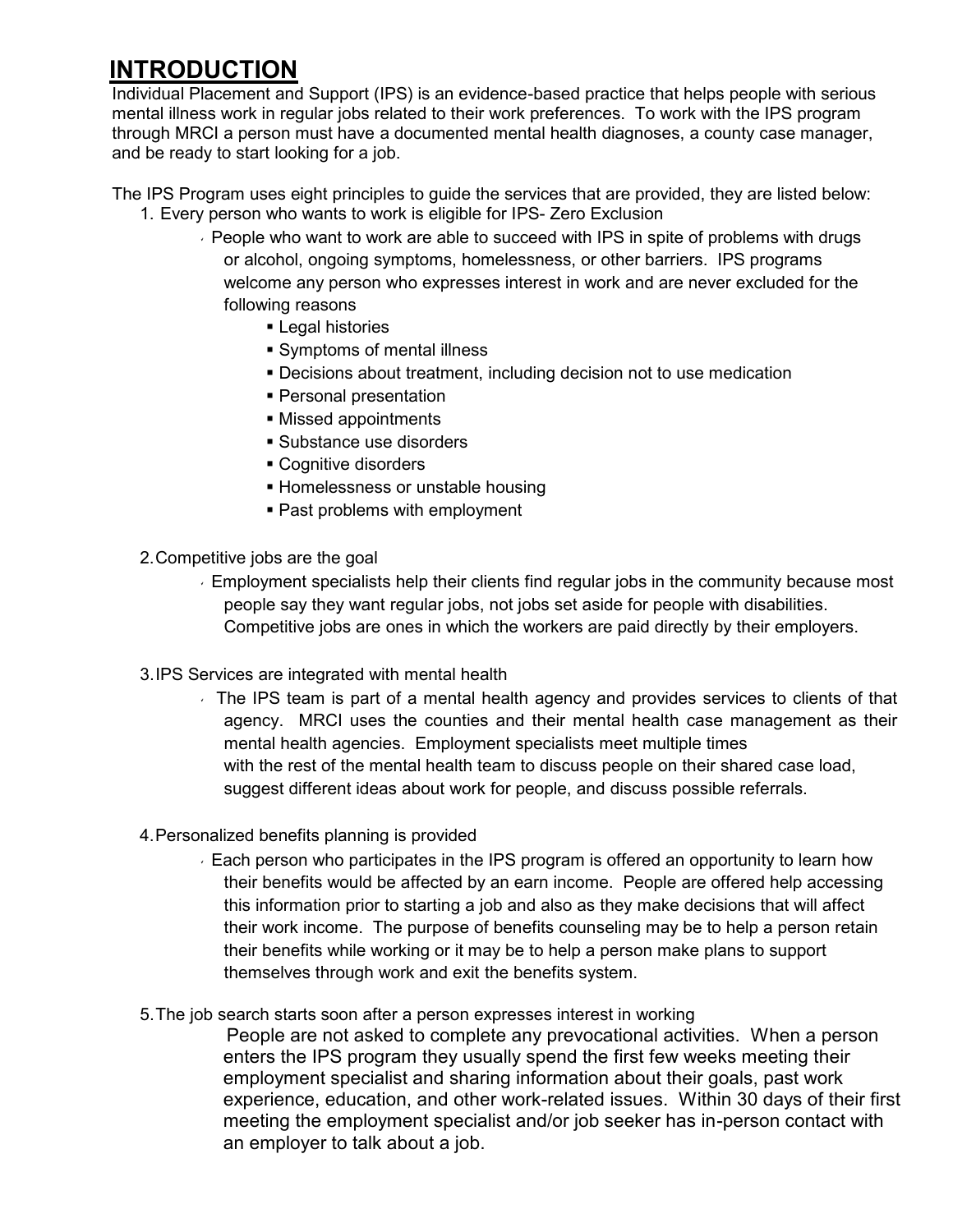# INTRODUCTION

Individual Placement and Support (IPS) is an evidence-based practice that helps people with serious mental illness work in regular jobs related to their work preferences. To work with the IPS program through MRCI a person must have a documented mental health diagnoses, a county case manager, and be ready to start looking for a job.

The IPS Program uses eight principles to guide the services that are provided, they are listed below:

1. Every person who wants to work is eligible for IPS- Zero Exclusion
   - People who want to work are able to succeed with IPS in spite of problems with drugs or alcohol, ongoing symptoms, homelessness, or other barriers. IPS programs welcome any person who expresses interest in work and are never excluded for the following reasons
     - Legal histories
     - Symptoms of mental illness
     - Decisions about treatment, including decision not to use medication
     - Personal presentation
     - Missed appointments
     - Substance use disorders
     - Cognitive disorders
     - Homelessness or unstable housing
     - Past problems with employment

2. Competitive jobs are the goal
   - Employment specialists help their clients find regular jobs in the community because most people say they want regular jobs, not jobs set aside for people with disabilities. Competitive jobs are ones in which the workers are paid directly by their employers.

3. IPS Services are integrated with mental health
   - The IPS team is part of a mental health agency and provides services to clients of that agency. MRCI uses the counties and their mental health case management as their mental health agencies. Employment specialists meet multiple times with the rest of the mental health team to discuss people on their shared case load, suggest different ideas about work for people, and discuss possible referrals.

4. Personalized benefits planning is provided
   - Each person who participates in the IPS program is offered an opportunity to learn how their benefits would be affected by an earn income. People are offered help accessing this information prior to starting a job and also as they make decisions that will affect their work income. The purpose of benefits counseling may be to help a person retain their benefits while working or it may be to help a person make plans to support themselves through work and exit the benefits system.

5. The job search starts soon after a person expresses interest in working

   People are not asked to complete any prevocational activities. When a person enters the IPS program they usually spend the first few weeks meeting their employment specialist and sharing information about their goals, past work experience, education, and other work-related issues. Within 30 days of their first meeting the employment specialist and/or job seeker has in-person contact with an employer to talk about a job.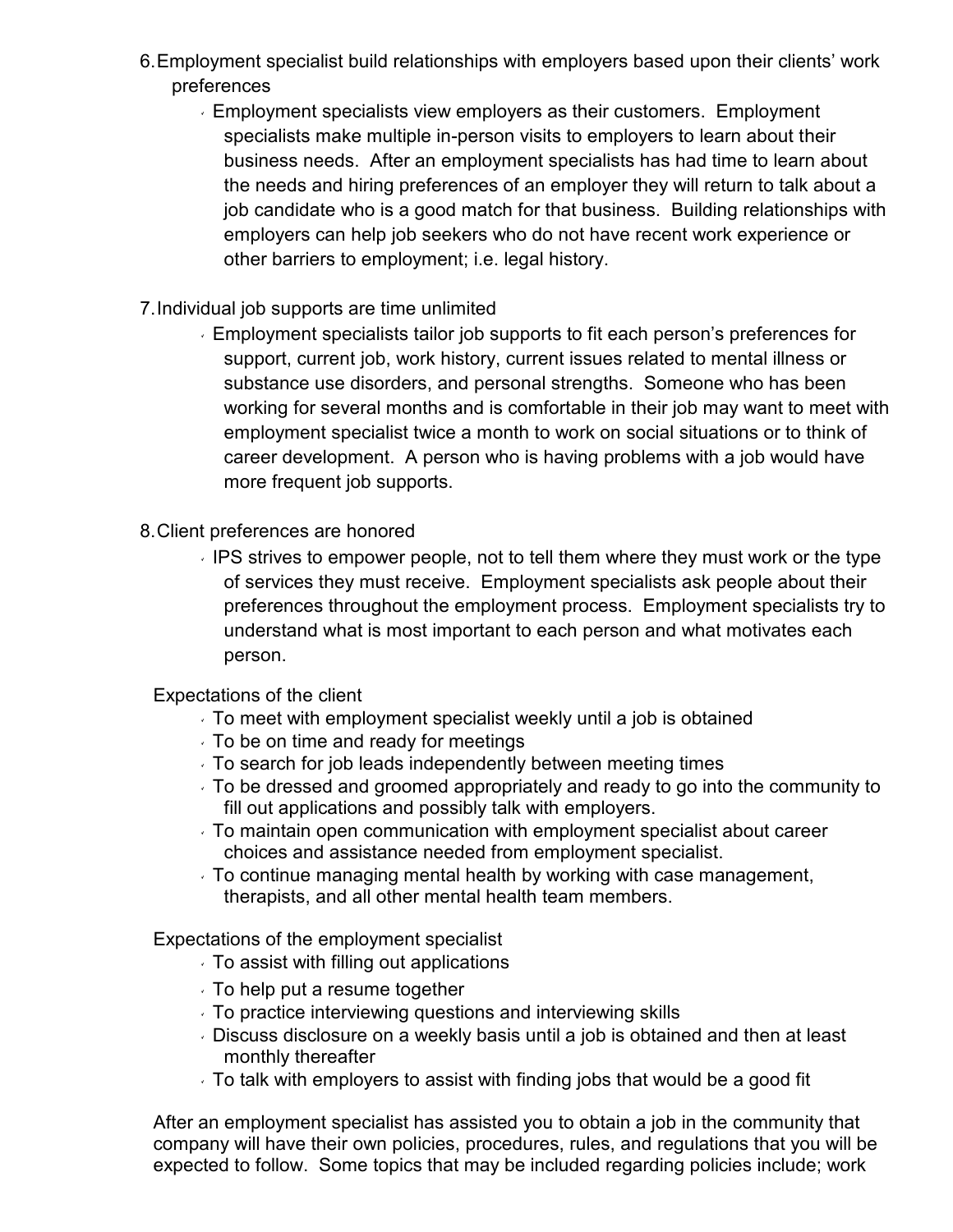6. Employment specialist build relationships with employers based upon their clients' work preferences
    - Employment specialists view employers as their customers. Employment specialists make multiple in-person visits to employers to learn about their business needs. After an employment specialists has had time to learn about the needs and hiring preferences of an employer they will return to talk about a job candidate who is a good match for that business. Building relationships with employers can help job seekers who do not have recent work experience or other barriers to employment; i.e. legal history.

7. Individual job supports are time unlimited
    - Employment specialists tailor job supports to fit each person's preferences for support, current job, work history, current issues related to mental illness or substance use disorders, and personal strengths. Someone who has been working for several months and is comfortable in their job may want to meet with employment specialist twice a month to work on social situations or to think of career development. A person who is having problems with a job would have more frequent job supports.

8. Client preferences are honored
    - IPS strives to empower people, not to tell them where they must work or the type of services they must receive. Employment specialists ask people about their preferences throughout the employment process. Employment specialists try to understand what is most important to each person and what motivates each person.

Expectations of the client

- To meet with employment specialist weekly until a job is obtained
- To be on time and ready for meetings
- To search for job leads independently between meeting times
- To be dressed and groomed appropriately and ready to go into the community to fill out applications and possibly talk with employers.
- To maintain open communication with employment specialist about career choices and assistance needed from employment specialist.
- To continue managing mental health by working with case management, therapists, and all other mental health team members.

Expectations of the employment specialist

- To assist with filling out applications
- To help put a resume together
- To practice interviewing questions and interviewing skills
- Discuss disclosure on a weekly basis until a job is obtained and then at least monthly thereafter
- To talk with employers to assist with finding jobs that would be a good fit

After an employment specialist has assisted you to obtain a job in the community that company will have their own policies, procedures, rules, and regulations that you will be expected to follow. Some topics that may be included regarding policies include; work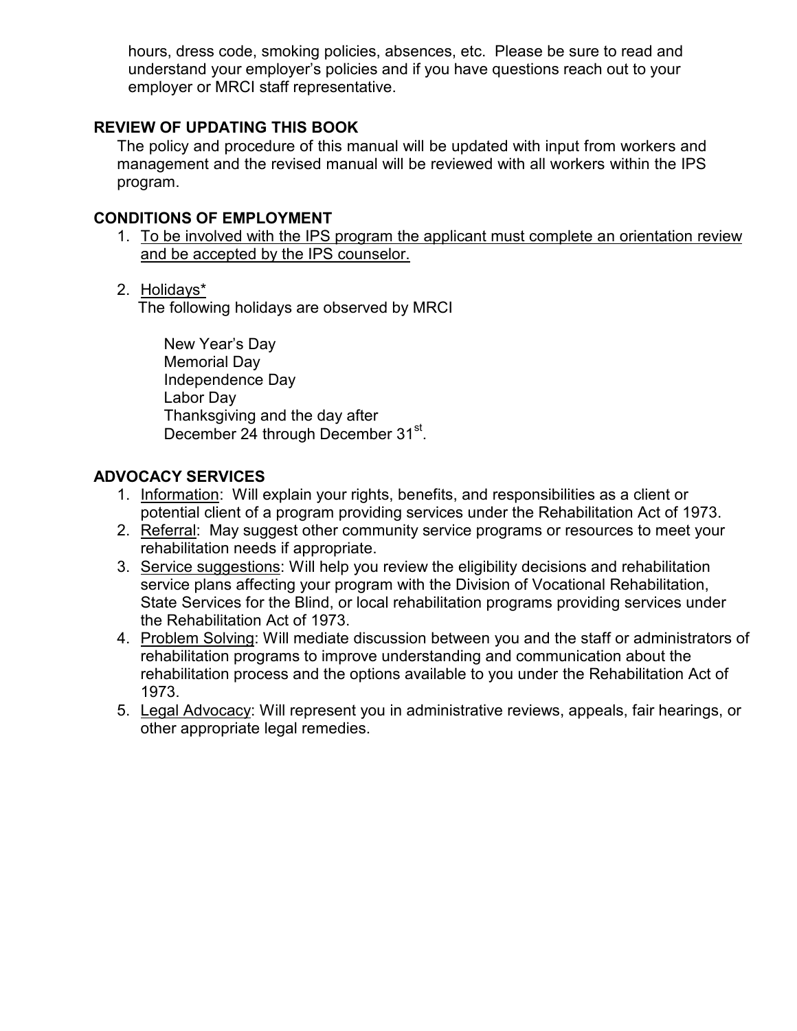hours, dress code, smoking policies, absences, etc. Please be sure to read and understand your employer's policies and if you have questions reach out to your employer or MRCI staff representative.

## REVIEW OF UPDATING THIS BOOK

The policy and procedure of this manual will be updated with input from workers and management and the revised manual will be reviewed with all workers within the IPS program.

## CONDITIONS OF EMPLOYMENT

1. To be involved with the IPS program the applicant must complete an orientation review and be accepted by the IPS counselor.

2. Holidays*

   The following holidays are observed by MRCI

   New Year's Day
   Memorial Day
   Independence Day
   Labor Day
   Thanksgiving and the day after
   December 24 through December 31st.

## ADVOCACY SERVICES

1. Information: Will explain your rights, benefits, and responsibilities as a client or potential client of a program providing services under the Rehabilitation Act of 1973.
2. Referral: May suggest other community service programs or resources to meet your rehabilitation needs if appropriate.
3. Service suggestions: Will help you review the eligibility decisions and rehabilitation service plans affecting your program with the Division of Vocational Rehabilitation, State Services for the Blind, or local rehabilitation programs providing services under the Rehabilitation Act of 1973.
4. Problem Solving: Will mediate discussion between you and the staff or administrators of rehabilitation programs to improve understanding and communication about the rehabilitation process and the options available to you under the Rehabilitation Act of 1973.
5. Legal Advocacy: Will represent you in administrative reviews, appeals, fair hearings, or other appropriate legal remedies.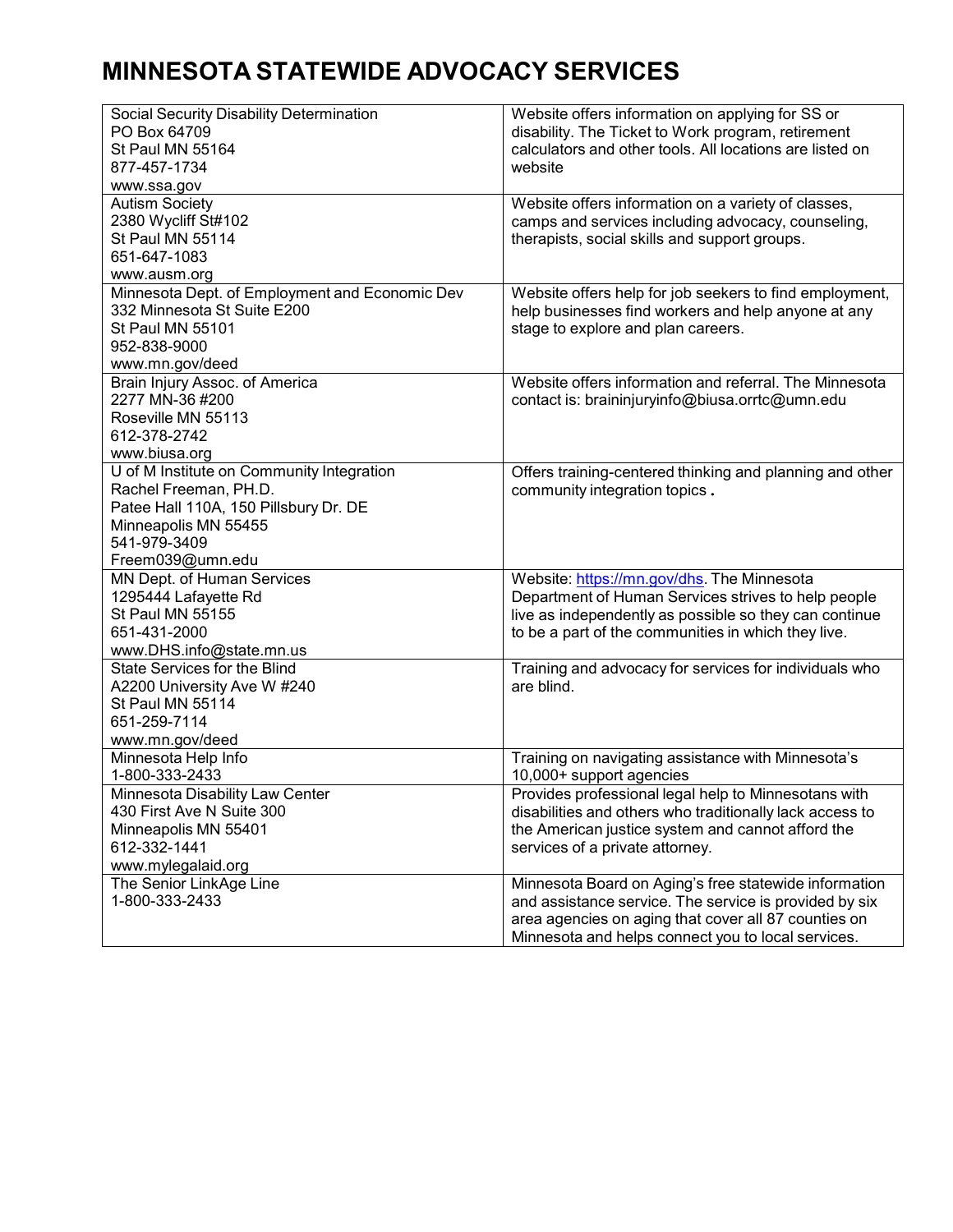# MINNESOTA STATEWIDE ADVOCACY SERVICES

| | |
|---|---|
| Social Security Disability Determination<br>PO Box 64709<br>St Paul MN 55164<br>877-457-1734<br>www.ssa.gov | Website offers information on applying for SS or disability. The Ticket to Work program, retirement calculators and other tools. All locations are listed on website |
| Autism Society<br>2380 Wycliff St#102<br>St Paul MN 55114<br>651-647-1083<br>www.ausm.org | Website offers information on a variety of classes, camps and services including advocacy, counseling, therapists, social skills and support groups. |
| Minnesota Dept. of Employment and Economic Dev<br>332 Minnesota St Suite E200<br>St Paul MN 55101<br>952-838-9000<br>www.mn.gov/deed | Website offers help for job seekers to find employment, help businesses find workers and help anyone at any stage to explore and plan careers. |
| Brain Injury Assoc. of America<br>2277 MN-36 #200<br>Roseville MN 55113<br>612-378-2742<br>www.biusa.org | Website offers information and referral. The Minnesota contact is: braininjuryinfo@biusa.orrtc@umn.edu |
| U of M Institute on Community Integration<br>Rachel Freeman, PH.D.<br>Patee Hall 110A, 150 Pillsbury Dr. DE<br>Minneapolis MN 55455<br>541-979-3409<br>Freem039@umn.edu | Offers training-centered thinking and planning and other community integration topics **.** |
| MN Dept. of Human Services<br>1295444 Lafayette Rd<br>St Paul MN 55155<br>651-431-2000<br>www.DHS.info@state.mn.us | Website: https://mn.gov/dhs. The Minnesota Department of Human Services strives to help people live as independently as possible so they can continue to be a part of the communities in which they live. |
| State Services for the Blind<br>A2200 University Ave W #240<br>St Paul MN 55114<br>651-259-7114<br>www.mn.gov/deed | Training and advocacy for services for individuals who are blind. |
| Minnesota Help Info<br>1-800-333-2433 | Training on navigating assistance with Minnesota's 10,000+ support agencies |
| Minnesota Disability Law Center<br>430 First Ave N Suite 300<br>Minneapolis MN 55401<br>612-332-1441<br>www.mylegalaid.org | Provides professional legal help to Minnesotans with disabilities and others who traditionally lack access to the American justice system and cannot afford the services of a private attorney. |
| The Senior LinkAge Line<br>1-800-333-2433 | Minnesota Board on Aging's free statewide information and assistance service. The service is provided by six area agencies on aging that cover all 87 counties on Minnesota and helps connect you to local services. |